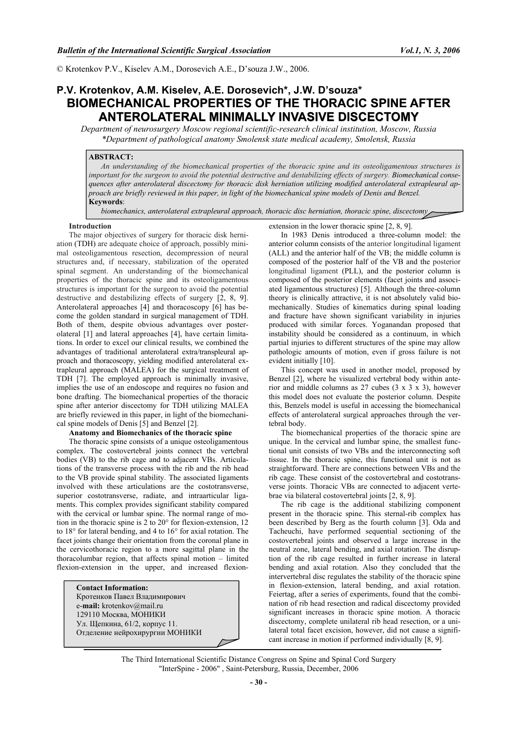© Krotenkov P.V., Kiselev A.M., Dorosevich A.E., D'souza J.W., 2006.

# P.V. Krotenkov, A.M. Kiselev, A.E. Dorosevich*, J.W. D'souza*

# BIOMECHANICAL PROPERTIES OF THE THORACIC SPINE AFTER ANTEROLATERAL MINIMALLY INVASIVE DISCECTOMY

*Department of neurosurgery Moscow regional scientific-research clinical institution, Moscow, Russia*
*\*Department of pathological anatomy Smolensk state medical academy, Smolensk, Russia*

**ABSTRACT:**

*An understanding of the biomechanical properties of the thoracic spine and its osteoligamentous structures is important for the surgeon to avoid the potential destructive and destabilizing effects of surgery. Biomechanical consequences after anterolateral discectomy for thoracic disk herniation utilizing modified anterolateral extrapleural approach are briefly reviewed in this paper, in light of the biomechanical spine models of Denis and Benzel.*

**Keywords**:

*biomechanics, anterolateral extrapleural approach, thoracic disc herniation, thoracic spine, discectomy*

**Introduction**

The major objectives of surgery for thoracic disk herniation (TDH) are adequate choice of approach, possibly minimal osteoligamentous resection, decompression of neural structures and, if necessary, stabilization of the operated spinal segment. An understanding of the biomechanical properties of the thoracic spine and its osteoligamentous structures is important for the surgeon to avoid the potential destructive and destabilizing effects of surgery [2, 8, 9]. Anterolateral approaches [4] and thoracoscopy [6] has become the golden standard in surgical management of TDH. Both of them, despite obvious advantages over posterolateral [1] and lateral approaches [4], have certain limitations. In order to excel our clinical results, we combined the advantages of traditional anterolateral extra/transpleural approach and thoracoscopy, yielding modified anterolateral extrapleural approach (MALEA) for the surgical treatment of TDH [7]. The employed approach is minimally invasive, implies the use of an endoscope and requires no fusion and bone drafting. The biomechanical properties of the thoracic spine after anterior discectomy for TDH utilizing MALEA are briefly reviewed in this paper, in light of the biomechanical spine models of Denis [5] and Benzel [2].

**Anatomy and Biomechanics of the thoracic spine**

The thoracic spine consists of a unique osteoligamentous complex. The costovertebral joints connect the vertebral bodies (VB) to the rib cage and to adjacent VBs. Articulations of the transverse process with the rib and the rib head to the VB provide spinal stability. The associated ligaments involved with these articulations are the costotransverse, superior costotransverse, radiate, and intraarticular ligaments. This complex provides significant stability compared with the cervical or lumbar spine. The normal range of motion in the thoracic spine is 2 to 20° for flexion-extension, 12 to 18° for lateral bending, and 4 to 16° for axial rotation. The facet joints change their orientation from the coronal plane in the cervicothoracic region to a more sagittal plane in the thoracolumbar region, that affects spinal motion – limited flexion-extension in the upper, and increased flexion-extension in the lower thoracic spine [2, 8, 9].

In 1983 Denis introduced a three-column model: the anterior column consists of the anterior longitudinal ligament (ALL) and the anterior half of the VB; the middle column is composed of the posterior half of the VB and the posterior longitudinal ligament (PLL), and the posterior column is composed of the posterior elements (facet joints and associated ligamentous structures) [5]. Although the three-column theory is clinically attractive, it is not absolutely valid biomechanically. Studies of kinematics during spinal loading and fracture have shown significant variability in injuries produced with similar forces. Yoganandan proposed that instability should be considered as a continuum, in which partial injuries to different structures of the spine may allow pathologic amounts of motion, even if gross failure is not evident initially [10].

This concept was used in another model, proposed by Benzel [2], where he visualized vertebral body within anterior and middle columns as 27 cubes (3 x 3 x 3), however this model does not evaluate the posterior column. Despite this, Benzels model is useful in accessing the biomechanical effects of anterolateral surgical approaches through the vertebral body.

The biomechanical properties of the thoracic spine are unique. In the cervical and lumbar spine, the smallest functional unit consists of two VBs and the interconnecting soft tissue. In the thoracic spine, this functional unit is not as straightforward. There are connections between VBs and the rib cage. These consist of the costovertebral and costotransverse joints. Thoracic VBs are connected to adjacent vertebrae via bilateral costovertebral joints [2, 8, 9].

The rib cage is the additional stabilizing component present in the thoracic spine. This sternal-rib complex has been described by Berg as the fourth column [3]. Oda and Tacheuchi, have performed sequential sectioning of the costovertebral joints and observed a large increase in the neutral zone, lateral bending, and axial rotation. The disruption of the rib cage resulted in further increase in lateral bending and axial rotation. Also they concluded that the intervertebral disc regulates the stability of the thoracic spine in flexion-extension, lateral bending, and axial rotation. Feiertag, after a series of experiments, found that the combination of rib head resection and radical discectomy provided significant increases in thoracic spine motion. A thoracic discectomy, complete unilateral rib head resection, or a unilateral total facet excision, however, did not cause a significant increase in motion if performed individually [8, 9].

**Contact Information:**
Кротенков Павел Владимирович
e-**mail:** krotenkov@mail.ru
129110 Москва, МОНИКИ
Ул. Щепкина, 61/2, корпус 11.
Отделение нейрохирургии МОНИКИ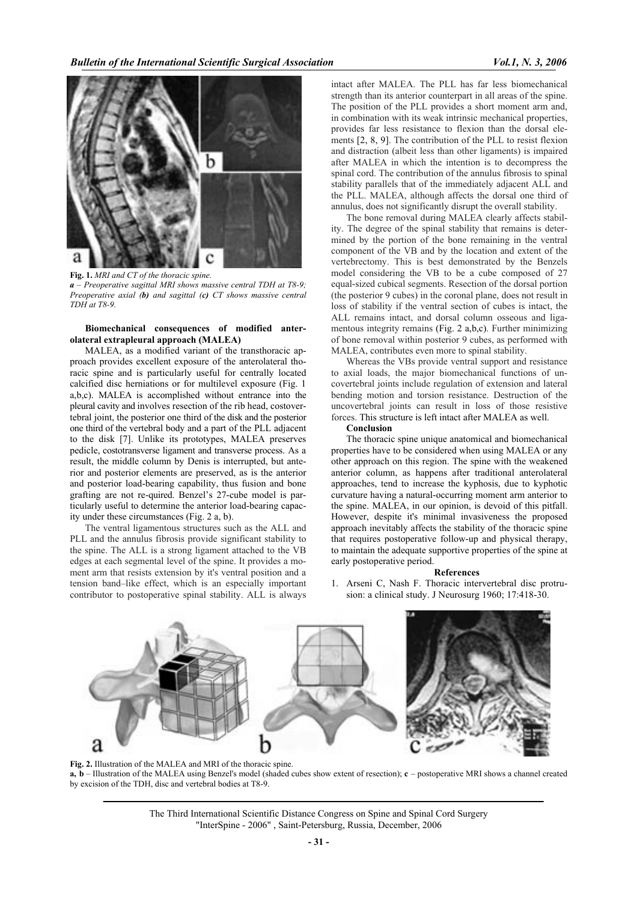**Fig. 1.** *MRI and CT of the thoracic spine.*
***a*** *– Preoperative sagittal MRI shows massive central TDH at T8-9; Preoperative axial (**b**) and sagittal (**c**) CT shows massive central TDH at T8-9.*

**Biomechanical consequences of modified anterolateral extrapleural approach (MALEA)**

MALEA, as a modified variant of the transthoracic approach provides excellent exposure of the anterolateral thoracic spine and is particularly useful for centrally located calcified disc herniations or for multilevel exposure (Fig. 1 a,b,c). MALEA is accomplished without entrance into the pleural cavity and involves resection of the rib head, costovertebral joint, the posterior one third of the disk and the posterior one third of the vertebral body and a part of the PLL adjacent to the disk [7]. Unlike its prototypes, MALEA preserves pedicle, costotransverse ligament and transverse process. As a result, the middle column by Denis is interrupted, but anterior and posterior elements are preserved, as is the anterior and posterior load-bearing capability, thus fusion and bone grafting are not re-quired. Benzel's 27-cube model is particularly useful to determine the anterior load-bearing capacity under these circumstances (Fig. 2 a, b).

The ventral ligamentous structures such as the ALL and PLL and the annulus fibrosis provide significant stability to the spine. The ALL is a strong ligament attached to the VB edges at each segmental level of the spine. It provides a moment arm that resists extension by it's ventral position and a tension band–like effect, which is an especially important contributor to postoperative spinal stability. ALL is always intact after MALEA. The PLL has far less biomechanical strength than its anterior counterpart in all areas of the spine. The position of the PLL provides a short moment arm and, in combination with its weak intrinsic mechanical properties, provides far less resistance to flexion than the dorsal elements [2, 8, 9]. The contribution of the PLL to resist flexion and distraction (albeit less than other ligaments) is impaired after MALEA in which the intention is to decompress the spinal cord. The contribution of the annulus fibrosis to spinal stability parallels that of the immediately adjacent ALL and the PLL. MALEA, although affects the dorsal one third of annulus, does not significantly disrupt the overall stability.

The bone removal during MALEA clearly affects stability. The degree of the spinal stability that remains is determined by the portion of the bone remaining in the ventral component of the VB and by the location and extent of the vertebrectomy. This is best demonstrated by the Benzels model considering the VB to be a cube composed of 27 equal-sized cubical segments. Resection of the dorsal portion (the posterior 9 cubes) in the coronal plane, does not result in loss of stability if the ventral section of cubes is intact, the ALL remains intact, and dorsal column osseous and ligamentous integrity remains (Fig. 2 a,b,c). Further minimizing of bone removal within posterior 9 cubes, as performed with MALEA, contributes even more to spinal stability.

Whereas the VBs provide ventral support and resistance to axial loads, the major biomechanical functions of uncovertebral joints include regulation of extension and lateral bending motion and torsion resistance. Destruction of the uncovertebral joints can result in loss of those resistive forces. This structure is left intact after MALEA as well.

**Conclusion**

The thoracic spine unique anatomical and biomechanical properties have to be considered when using MALEA or any other approach on this region. The spine with the weakened anterior column, as happens after traditional anterolateral approaches, tend to increase the kyphosis, due to kyphotic curvature having a natural-occurring moment arm anterior to the spine. MALEA, in our opinion, is devoid of this pitfall. However, despite it's minimal invasiveness the proposed approach inevitably affects the stability of the thoracic spine that requires postoperative follow-up and physical therapy, to maintain the adequate supportive properties of the spine at early postoperative period.

**References**

1. Arseni C, Nash F. Thoracic intervertebral disc protrusion: a clinical study. J Neurosurg 1960; 17:418-30.

**Fig. 2.** Illustration of the MALEA and MRI of the thoracic spine.
**a, b** – Illustration of the MALEA using Benzel's model (shaded cubes show extent of resection); **c** – postoperative MRI shows a channel created by excision of the TDH, disc and vertebral bodies at T8-9.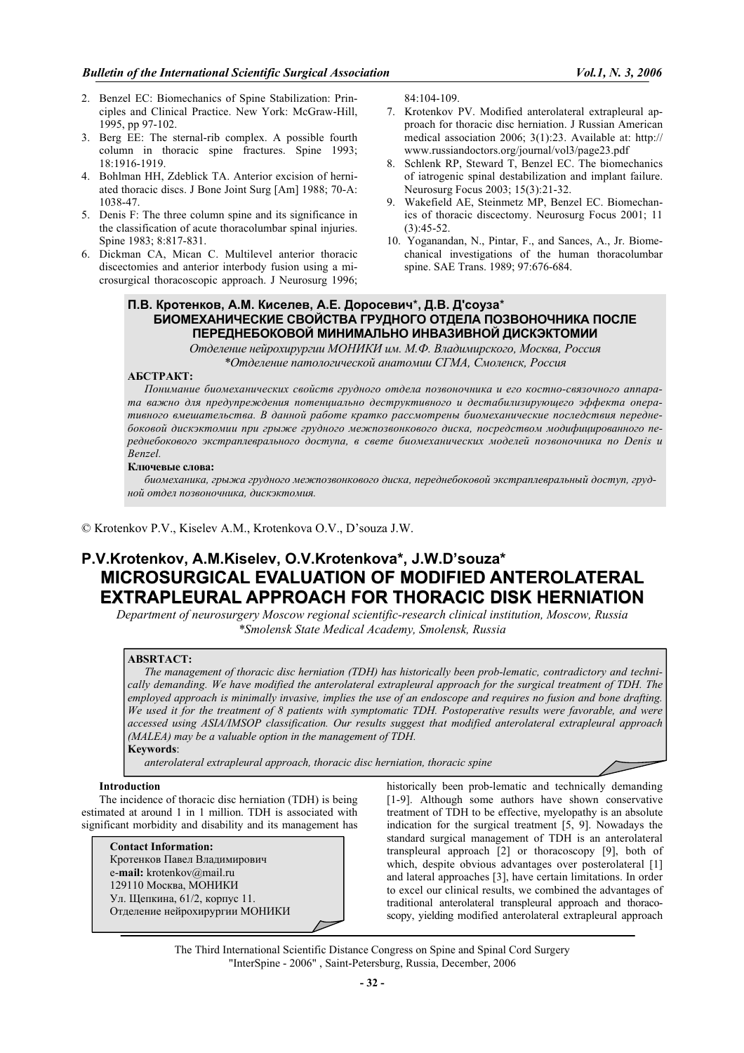2. Benzel EC: Biomechanics of Spine Stabilization: Principles and Clinical Practice. New York: McGraw-Hill, 1995, pp 97-102.
3. Berg EE: The sternal-rib complex. A possible fourth column in thoracic spine fractures. Spine 1993; 18:1916-1919.
4. Bohlman HH, Zdeblick TA. Anterior excision of herniated thoracic discs. J Bone Joint Surg [Am] 1988; 70-A: 1038-47.
5. Denis F: The three column spine and its significance in the classification of acute thoracolumbar spinal injuries. Spine 1983; 8:817-831.
6. Dickman CA, Mican C. Multilevel anterior thoracic discectomies and anterior interbody fusion using a microsurgical thoracoscopic approach. J Neurosurg 1996; 84:104-109.
7. Krotenkov PV. Modified anterolateral extrapleural approach for thoracic disc herniation. J Russian American medical association 2006; 3(1):23. Available at: http://www.russiandoctors.org/journal/vol3/page23.pdf
8. Schlenk RP, Steward T, Benzel EC. The biomechanics of iatrogenic spinal destabilization and implant failure. Neurosurg Focus 2003; 15(3):21-32.
9. Wakefield AE, Steinmetz MP, Benzel EC. Biomechanics of thoracic discectomy. Neurosurg Focus 2001; 11 (3):45-52.
10. Yoganandan, N., Pintar, F., and Sances, A., Jr. Biomechanical investigations of the human thoracolumbar spine. SAE Trans. 1989; 97:676-684.

**П.В. Кротенков, А.М. Киселев, А.Е. Доросевич\*, Д.В. Д'соуза\***

**БИОМЕХАНИЧЕСКИЕ СВОЙСТВА ГРУДНОГО ОТДЕЛА ПОЗВОНОЧНИКА ПОСЛЕ ПЕРЕДНЕБОКОВОЙ МИНИМАЛЬНО ИНВАЗИВНОЙ ДИСКЭКТОМИИ**

*Отделение нейрохирургии МОНИКИ им. М.Ф. Владимирского, Москва, Россия*
*\*Отделение патологической анатомии СГМА, Смоленск, Россия*

**АБСТРАКТ:**

*Понимание биомеханических свойств грудного отдела позвоночника и его костно-связочного аппарата важно для предупреждения потенциально деструктивного и дестабилизирующего эффекта оперативного вмешательства. В данной работе кратко рассмотрены биомеханические последствия переднебоковой дискэктомии при грыже грудного межпозвонкового диска, посредством модифицированного переднебокового экстраплеврального доступа, в свете биомеханических моделей позвоночника по Denis и Benzel.*

**Ключевые слова:**

*биомеханика, грыжа грудного межпозвонкового диска, переднебоковой экстраплевральный доступ, грудной отдел позвоночника, дискэктомия.*

© Krotenkov P.V., Kiselev A.M., Krotenkova O.V., D'souza J.W.

## P.V.Krotenkov, A.M.Kiselev, O.V.Krotenkova\*, J.W.D'souza\*

# MICROSURGICAL EVALUATION OF MODIFIED ANTEROLATERAL EXTRAPLEURAL APPROACH FOR THORACIC DISK HERNIATION

*Department of neurosurgery Moscow regional scientific-research clinical institution, Moscow, Russia*
*\*Smolensk State Medical Academy, Smolensk, Russia*

**ABSRTACT:**

*The management of thoracic disc herniation (TDH) has historically been prob-lematic, contradictory and technically demanding. We have modified the anterolateral extrapleural approach for the surgical treatment of TDH. The employed approach is minimally invasive, implies the use of an endoscope and requires no fusion and bone drafting. We used it for the treatment of 8 patients with symptomatic TDH. Postoperative results were favorable, and were accessed using ASIA/IMSOP classification. Our results suggest that modified anterolateral extrapleural approach (MALEA) may be a valuable option in the management of TDH.*

**Keywords**:

*anterolateral extrapleural approach, thoracic disc herniation, thoracic spine*

### Introduction

The incidence of thoracic disc herniation (TDH) is being estimated at around 1 in 1 million. TDH is associated with significant morbidity and disability and its management has historically been prob-lematic and technically demanding [1-9]. Although some authors have shown conservative treatment of TDH to be effective, myelopathy is an absolute indication for the surgical treatment [5, 9]. Nowadays the standard surgical management of TDH is an anterolateral transpleural approach [2] or thoracoscopy [9], both of which, despite obvious advantages over posterolateral [1] and lateral approaches [3], have certain limitations. In order to excel our clinical results, we combined the advantages of traditional anterolateral transpleural approach and thoracoscopy, yielding modified anterolateral extrapleural approach

**Contact Information:**
Кротенков Павел Владимирович
e-**mail:** krotenkov@mail.ru
129110 Москва, МОНИКИ
Ул. Щепкина, 61/2, корпус 11.
Отделение нейрохирургии МОНИКИ

The Third International Scientific Distance Congress on Spine and Spinal Cord Surgery "InterSpine - 2006" , Saint-Petersburg, Russia, December, 2006